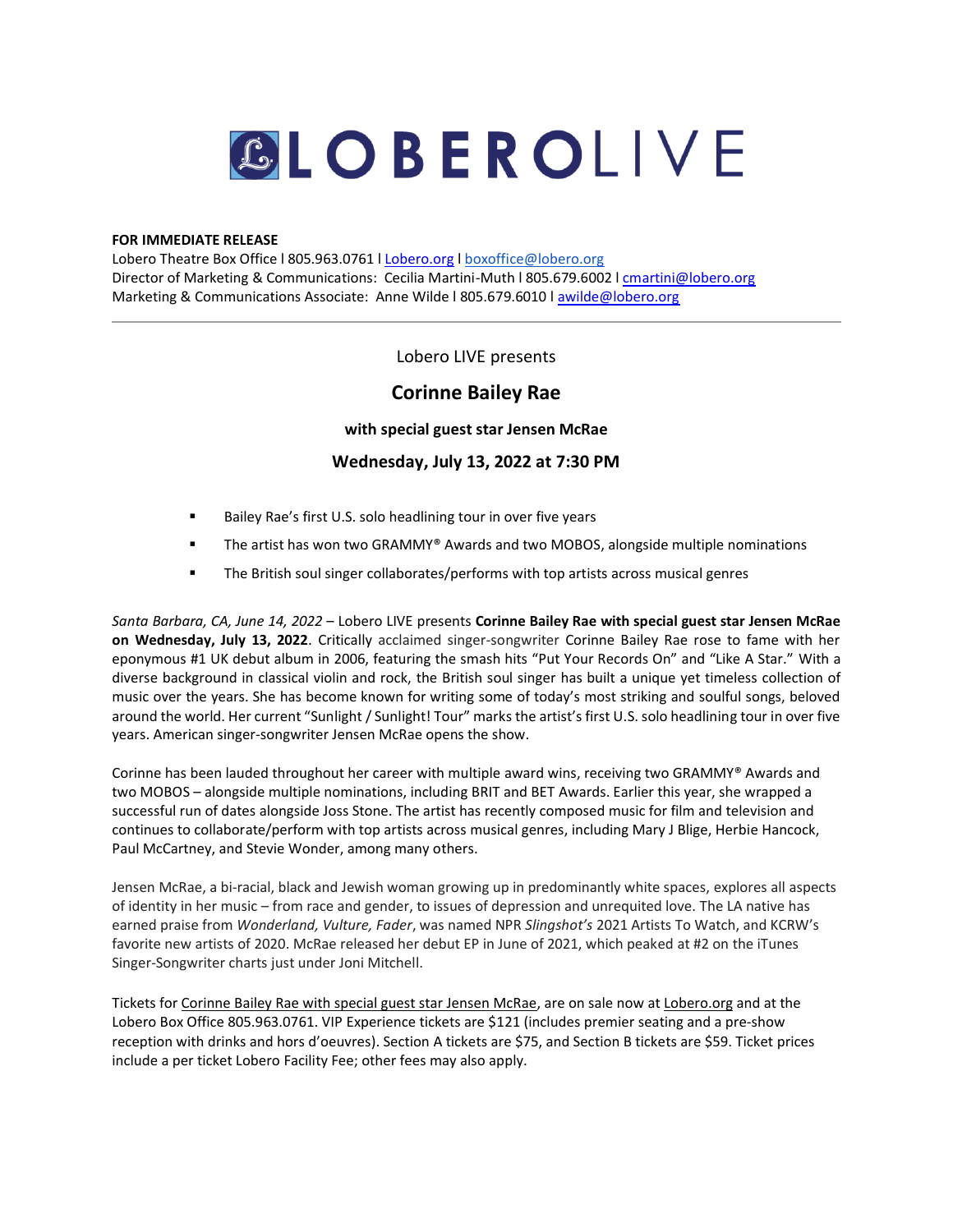# LOBEROLIVE

**FOR IMMEDIATE RELEASE**
Lobero Theatre Box Office l 805.963.0761 l Lobero.org l boxoffice@lobero.org
Director of Marketing & Communications: Cecilia Martini-Muth l 805.679.6002 l cmartini@lobero.org
Marketing & Communications Associate: Anne Wilde l 805.679.6010 l awilde@lobero.org

---

Lobero LIVE presents

## Corinne Bailey Rae

### with special guest star Jensen McRae

### Wednesday, July 13, 2022 at 7:30 PM

- Bailey Rae's first U.S. solo headlining tour in over five years
- The artist has won two GRAMMY® Awards and two MOBOS, alongside multiple nominations
- The British soul singer collaborates/performs with top artists across musical genres

*Santa Barbara, CA, June 14, 2022* – Lobero LIVE presents **Corinne Bailey Rae with special guest star Jensen McRae on Wednesday, July 13, 2022**. Critically acclaimed singer-songwriter Corinne Bailey Rae rose to fame with her eponymous #1 UK debut album in 2006, featuring the smash hits "Put Your Records On" and "Like A Star." With a diverse background in classical violin and rock, the British soul singer has built a unique yet timeless collection of music over the years. She has become known for writing some of today's most striking and soulful songs, beloved around the world. Her current "Sunlight / Sunlight! Tour" marks the artist's first U.S. solo headlining tour in over five years. American singer-songwriter Jensen McRae opens the show.

Corinne has been lauded throughout her career with multiple award wins, receiving two GRAMMY® Awards and two MOBOS – alongside multiple nominations, including BRIT and BET Awards. Earlier this year, she wrapped a successful run of dates alongside Joss Stone. The artist has recently composed music for film and television and continues to collaborate/perform with top artists across musical genres, including Mary J Blige, Herbie Hancock, Paul McCartney, and Stevie Wonder, among many others.

Jensen McRae, a bi-racial, black and Jewish woman growing up in predominantly white spaces, explores all aspects of identity in her music – from race and gender, to issues of depression and unrequited love. The LA native has earned praise from *Wonderland, Vulture, Fader*, was named NPR *Slingshot's* 2021 Artists To Watch, and KCRW's favorite new artists of 2020. McRae released her debut EP in June of 2021, which peaked at #2 on the iTunes Singer-Songwriter charts just under Joni Mitchell.

Tickets for Corinne Bailey Rae with special guest star Jensen McRae, are on sale now at Lobero.org and at the Lobero Box Office 805.963.0761. VIP Experience tickets are $121 (includes premier seating and a pre-show reception with drinks and hors d'oeuvres). Section A tickets are $75, and Section B tickets are $59. Ticket prices include a per ticket Lobero Facility Fee; other fees may also apply.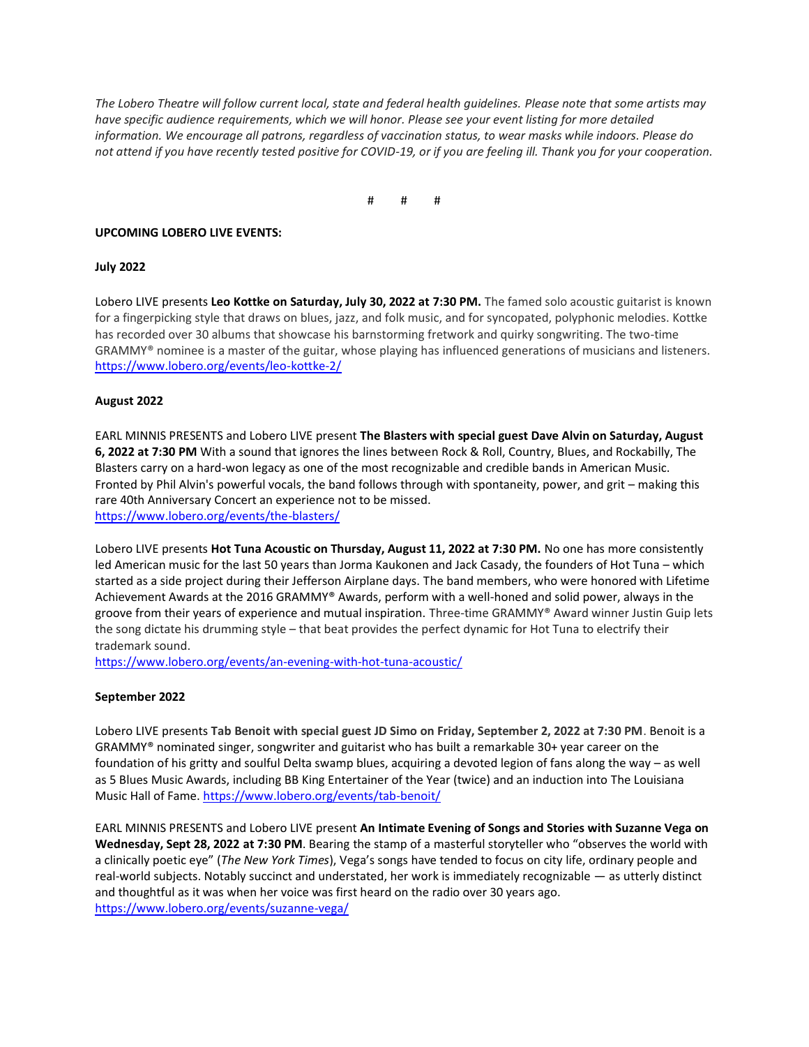*The Lobero Theatre will follow current local, state and federal health guidelines. Please note that some artists may have specific audience requirements, which we will honor. Please see your event listing for more detailed information. We encourage all patrons, regardless of vaccination status, to wear masks while indoors. Please do not attend if you have recently tested positive for COVID-19, or if you are feeling ill. Thank you for your cooperation.*

# # #

**UPCOMING LOBERO LIVE EVENTS:**

**July 2022**

Lobero LIVE presents **Leo Kottke on Saturday, July 30, 2022 at 7:30 PM.** The famed solo acoustic guitarist is known for a fingerpicking style that draws on blues, jazz, and folk music, and for syncopated, polyphonic melodies. Kottke has recorded over 30 albums that showcase his barnstorming fretwork and quirky songwriting. The two-time GRAMMY® nominee is a master of the guitar, whose playing has influenced generations of musicians and listeners. https://www.lobero.org/events/leo-kottke-2/

**August 2022**

EARL MINNIS PRESENTS and Lobero LIVE present **The Blasters with special guest Dave Alvin on Saturday, August 6, 2022 at 7:30 PM** With a sound that ignores the lines between Rock & Roll, Country, Blues, and Rockabilly, The Blasters carry on a hard-won legacy as one of the most recognizable and credible bands in American Music. Fronted by Phil Alvin's powerful vocals, the band follows through with spontaneity, power, and grit – making this rare 40th Anniversary Concert an experience not to be missed.
https://www.lobero.org/events/the-blasters/

Lobero LIVE presents **Hot Tuna Acoustic on Thursday, August 11, 2022 at 7:30 PM.** No one has more consistently led American music for the last 50 years than Jorma Kaukonen and Jack Casady, the founders of Hot Tuna – which started as a side project during their Jefferson Airplane days. The band members, who were honored with Lifetime Achievement Awards at the 2016 GRAMMY® Awards, perform with a well-honed and solid power, always in the groove from their years of experience and mutual inspiration. Three-time GRAMMY® Award winner Justin Guip lets the song dictate his drumming style – that beat provides the perfect dynamic for Hot Tuna to electrify their trademark sound.
https://www.lobero.org/events/an-evening-with-hot-tuna-acoustic/

**September 2022**

Lobero LIVE presents **Tab Benoit with special guest JD Simo on Friday, September 2, 2022 at 7:30 PM**. Benoit is a GRAMMY® nominated singer, songwriter and guitarist who has built a remarkable 30+ year career on the foundation of his gritty and soulful Delta swamp blues, acquiring a devoted legion of fans along the way – as well as 5 Blues Music Awards, including BB King Entertainer of the Year (twice) and an induction into The Louisiana Music Hall of Fame. https://www.lobero.org/events/tab-benoit/

EARL MINNIS PRESENTS and Lobero LIVE present **An Intimate Evening of Songs and Stories with Suzanne Vega on Wednesday, Sept 28, 2022 at 7:30 PM**. Bearing the stamp of a masterful storyteller who "observes the world with a clinically poetic eye" (*The New York Times*), Vega's songs have tended to focus on city life, ordinary people and real-world subjects. Notably succinct and understated, her work is immediately recognizable — as utterly distinct and thoughtful as it was when her voice was first heard on the radio over 30 years ago.
https://www.lobero.org/events/suzanne-vega/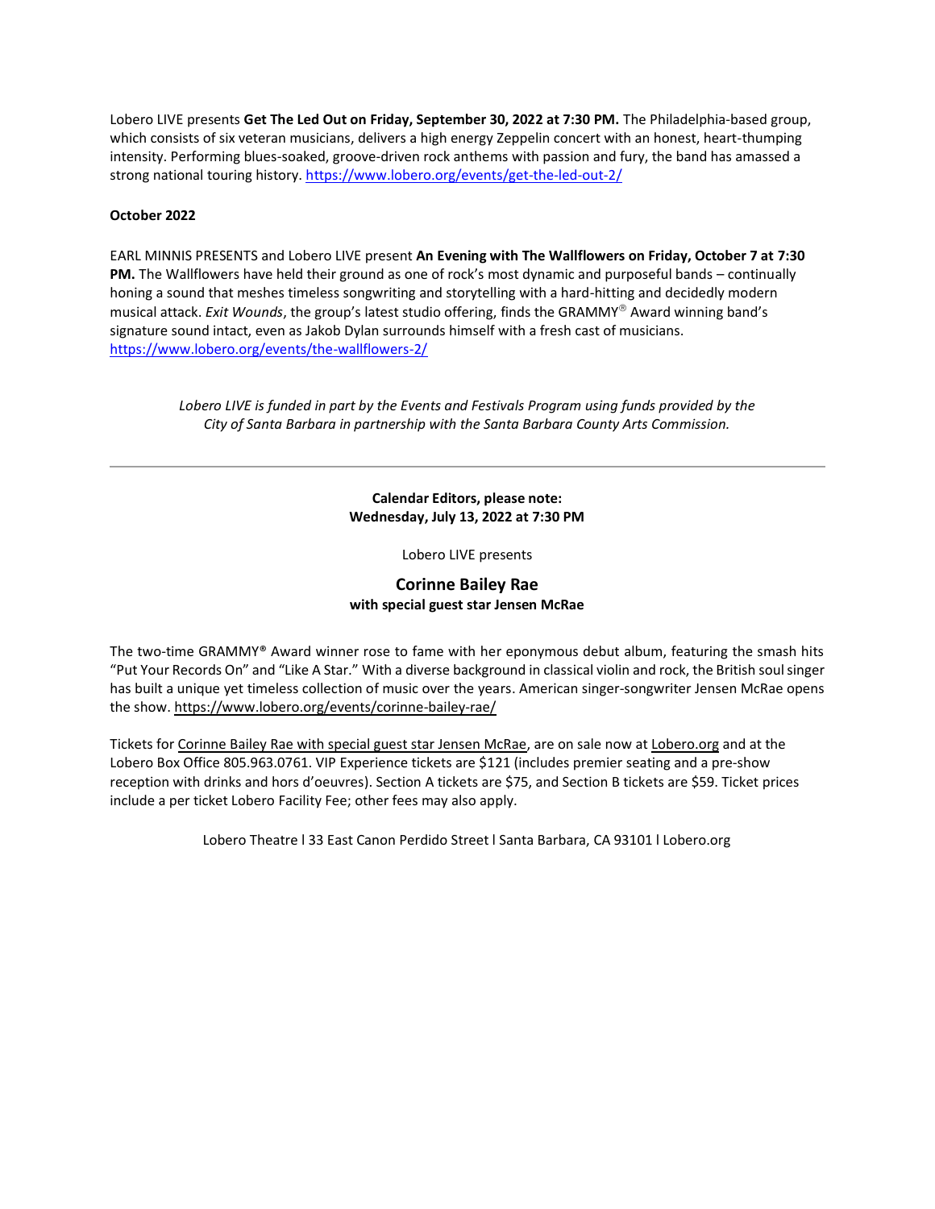Lobero LIVE presents **Get The Led Out on Friday, September 30, 2022 at 7:30 PM.** The Philadelphia-based group, which consists of six veteran musicians, delivers a high energy Zeppelin concert with an honest, heart-thumping intensity. Performing blues-soaked, groove-driven rock anthems with passion and fury, the band has amassed a strong national touring history. https://www.lobero.org/events/get-the-led-out-2/

**October 2022**

EARL MINNIS PRESENTS and Lobero LIVE present **An Evening with The Wallflowers on Friday, October 7 at 7:30 PM.** The Wallflowers have held their ground as one of rock's most dynamic and purposeful bands – continually honing a sound that meshes timeless songwriting and storytelling with a hard-hitting and decidedly modern musical attack. *Exit Wounds*, the group's latest studio offering, finds the GRAMMY® Award winning band's signature sound intact, even as Jakob Dylan surrounds himself with a fresh cast of musicians. https://www.lobero.org/events/the-wallflowers-2/

*Lobero LIVE is funded in part by the Events and Festivals Program using funds provided by the City of Santa Barbara in partnership with the Santa Barbara County Arts Commission.*

---

**Calendar Editors, please note:**
**Wednesday, July 13, 2022 at 7:30 PM**

Lobero LIVE presents

**Corinne Bailey Rae**
**with special guest star Jensen McRae**

The two-time GRAMMY® Award winner rose to fame with her eponymous debut album, featuring the smash hits "Put Your Records On" and "Like A Star." With a diverse background in classical violin and rock, the British soul singer has built a unique yet timeless collection of music over the years. American singer-songwriter Jensen McRae opens the show. https://www.lobero.org/events/corinne-bailey-rae/

Tickets for Corinne Bailey Rae with special guest star Jensen McRae, are on sale now at Lobero.org and at the Lobero Box Office 805.963.0761. VIP Experience tickets are $121 (includes premier seating and a pre-show reception with drinks and hors d'oeuvres). Section A tickets are $75, and Section B tickets are $59. Ticket prices include a per ticket Lobero Facility Fee; other fees may also apply.

Lobero Theatre l 33 East Canon Perdido Street l Santa Barbara, CA 93101 l Lobero.org